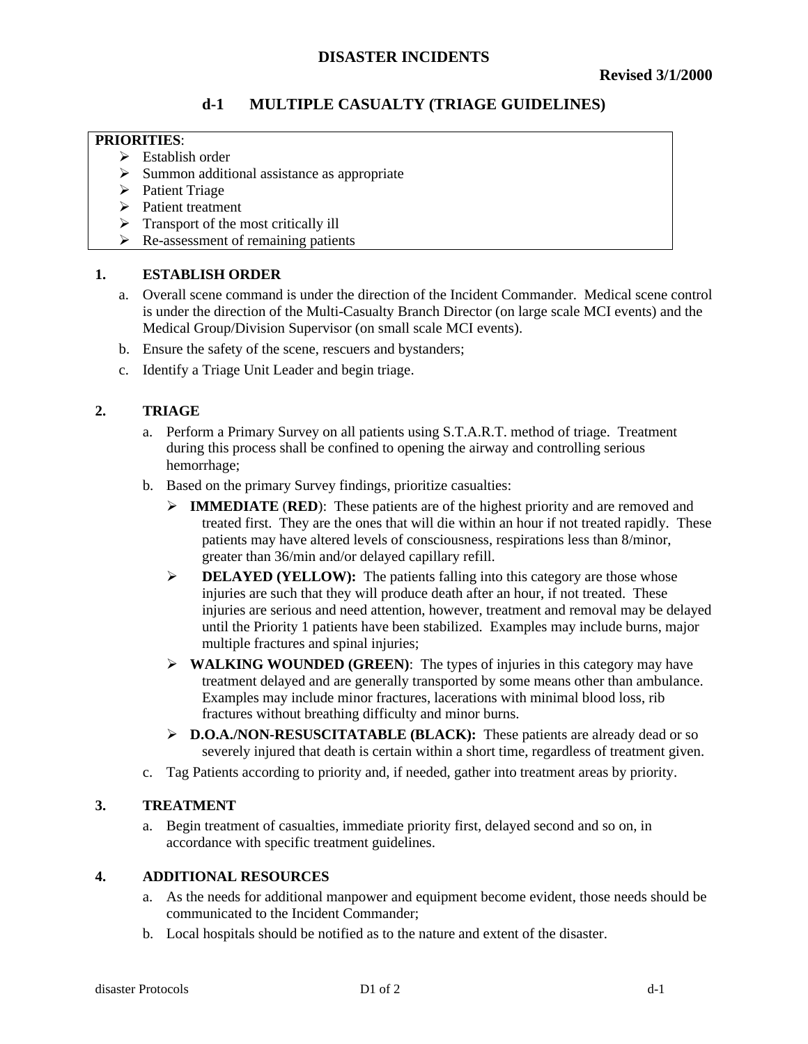# DISASTER INCIDENTS

**Revised 3/1/2000**

## d-1 MULTIPLE CASUALTY (TRIAGE GUIDELINES)

**PRIORITIES**:

- Establish order
- Summon additional assistance as appropriate
- Patient Triage
- Patient treatment
- Transport of the most critically ill
- Re-assessment of remaining patients

### 1. ESTABLISH ORDER

a. Overall scene command is under the direction of the Incident Commander. Medical scene control is under the direction of the Multi-Casualty Branch Director (on large scale MCI events) and the Medical Group/Division Supervisor (on small scale MCI events).

b. Ensure the safety of the scene, rescuers and bystanders;

c. Identify a Triage Unit Leader and begin triage.

### 2. TRIAGE

a. Perform a Primary Survey on all patients using S.T.A.R.T. method of triage. Treatment during this process shall be confined to opening the airway and controlling serious hemorrhage;

b. Based on the primary Survey findings, prioritize casualties:

- **IMMEDIATE** (**RED**): These patients are of the highest priority and are removed and treated first. They are the ones that will die within an hour if not treated rapidly. These patients may have altered levels of consciousness, respirations less than 8/minor, greater than 36/min and/or delayed capillary refill.
- **DELAYED (YELLOW):** The patients falling into this category are those whose injuries are such that they will produce death after an hour, if not treated. These injuries are serious and need attention, however, treatment and removal may be delayed until the Priority 1 patients have been stabilized. Examples may include burns, major multiple fractures and spinal injuries;
- **WALKING WOUNDED (GREEN)**: The types of injuries in this category may have treatment delayed and are generally transported by some means other than ambulance. Examples may include minor fractures, lacerations with minimal blood loss, rib fractures without breathing difficulty and minor burns.
- **D.O.A./NON-RESUSCITATABLE (BLACK):** These patients are already dead or so severely injured that death is certain within a short time, regardless of treatment given.

c. Tag Patients according to priority and, if needed, gather into treatment areas by priority.

### 3. TREATMENT

a. Begin treatment of casualties, immediate priority first, delayed second and so on, in accordance with specific treatment guidelines.

### 4. ADDITIONAL RESOURCES

a. As the needs for additional manpower and equipment become evident, those needs should be communicated to the Incident Commander;

b. Local hospitals should be notified as to the nature and extent of the disaster.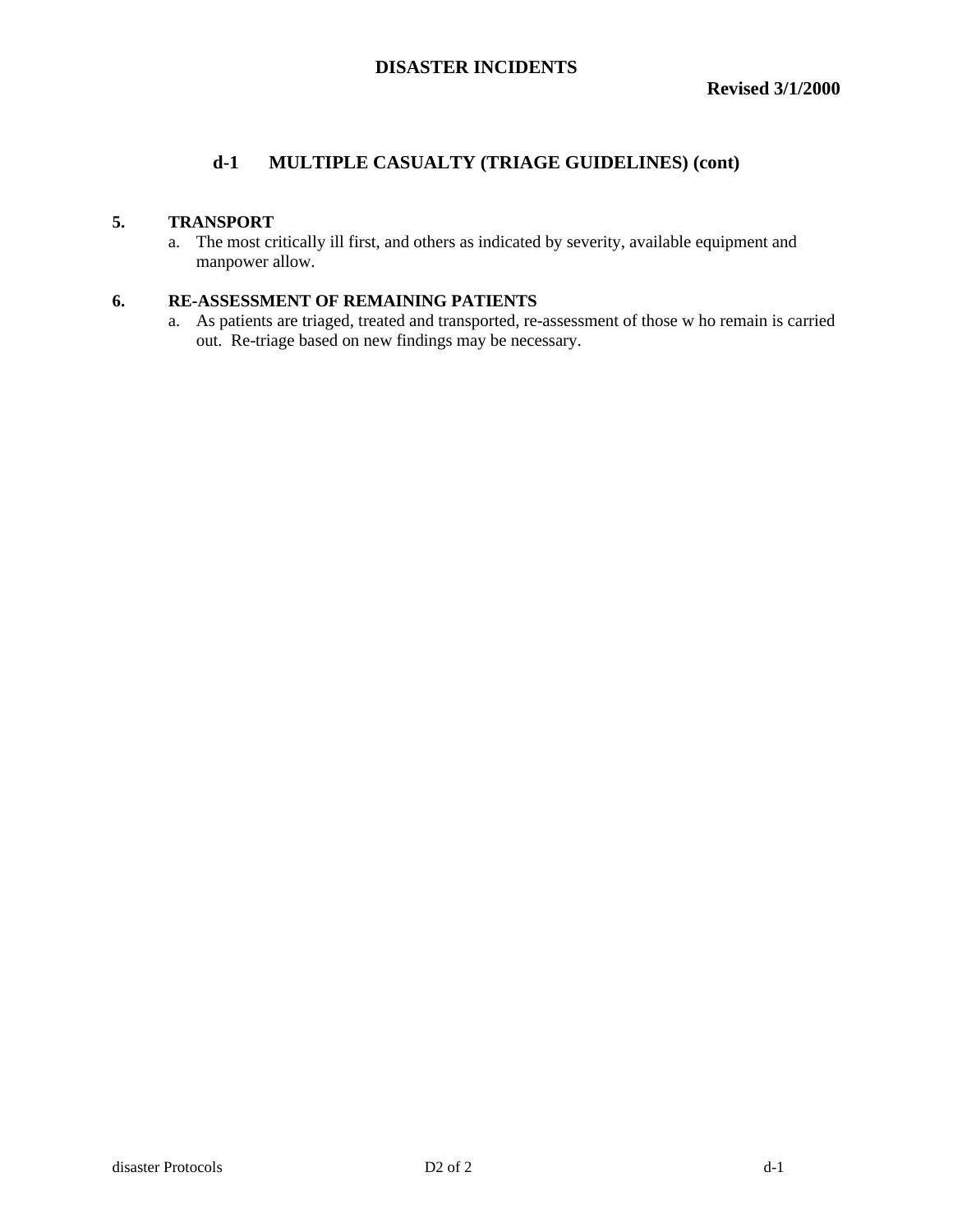# DISASTER INCIDENTS

**Revised 3/1/2000**

## d-1 MULTIPLE CASUALTY (TRIAGE GUIDELINES) (cont)

### 5. TRANSPORT

a. The most critically ill first, and others as indicated by severity, available equipment and manpower allow.

### 6. RE-ASSESSMENT OF REMAINING PATIENTS

a. As patients are triaged, treated and transported, re-assessment of those w ho remain is carried out. Re-triage based on new findings may be necessary.